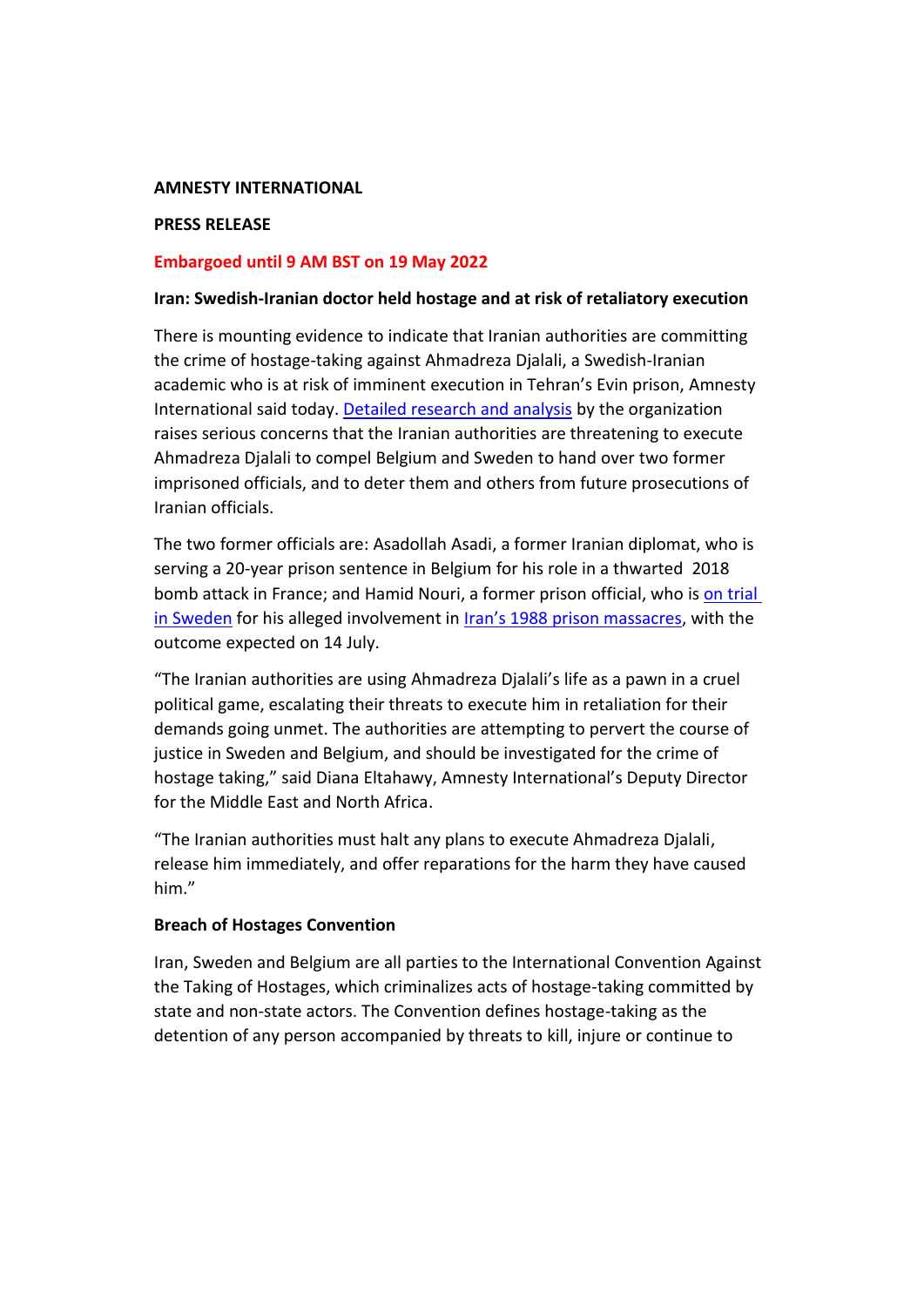**AMNESTY INTERNATIONAL**

**PRESS RELEASE**

**Embargoed until 9 AM BST on 19 May 2022**

**Iran: Swedish-Iranian doctor held hostage and at risk of retaliatory execution**

There is mounting evidence to indicate that Iranian authorities are committing the crime of hostage-taking against Ahmadreza Djalali, a Swedish-Iranian academic who is at risk of imminent execution in Tehran's Evin prison, Amnesty International said today. Detailed research and analysis by the organization raises serious concerns that the Iranian authorities are threatening to execute Ahmadreza Djalali to compel Belgium and Sweden to hand over two former imprisoned officials, and to deter them and others from future prosecutions of Iranian officials.

The two former officials are: Asadollah Asadi, a former Iranian diplomat, who is serving a 20-year prison sentence in Belgium for his role in a thwarted 2018 bomb attack in France; and Hamid Nouri, a former prison official, who is on trial in Sweden for his alleged involvement in Iran's 1988 prison massacres, with the outcome expected on 14 July.

"The Iranian authorities are using Ahmadreza Djalali's life as a pawn in a cruel political game, escalating their threats to execute him in retaliation for their demands going unmet. The authorities are attempting to pervert the course of justice in Sweden and Belgium, and should be investigated for the crime of hostage taking," said Diana Eltahawy, Amnesty International's Deputy Director for the Middle East and North Africa.

"The Iranian authorities must halt any plans to execute Ahmadreza Djalali, release him immediately, and offer reparations for the harm they have caused him."

**Breach of Hostages Convention**

Iran, Sweden and Belgium are all parties to the International Convention Against the Taking of Hostages, which criminalizes acts of hostage-taking committed by state and non-state actors. The Convention defines hostage-taking as the detention of any person accompanied by threats to kill, injure or continue to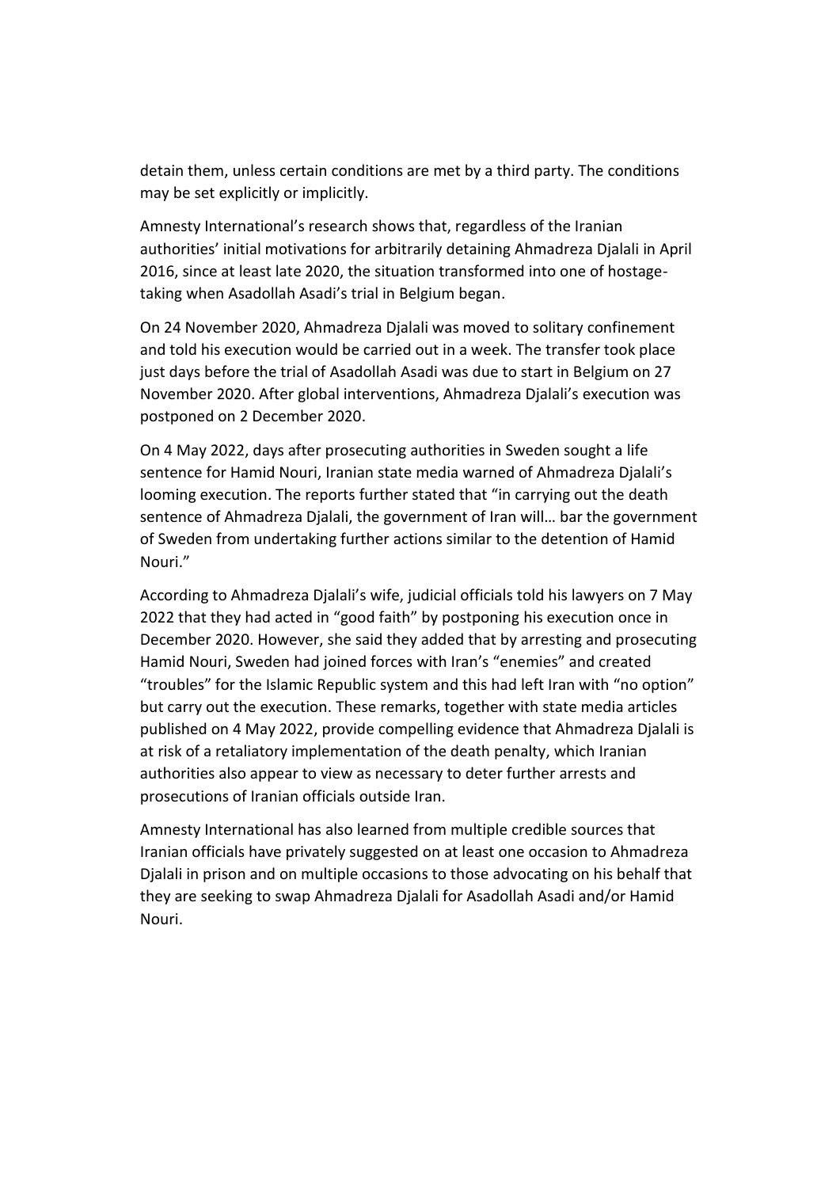detain them, unless certain conditions are met by a third party. The conditions may be set explicitly or implicitly.

Amnesty International's research shows that, regardless of the Iranian authorities' initial motivations for arbitrarily detaining Ahmadreza Djalali in April 2016, since at least late 2020, the situation transformed into one of hostage-taking when Asadollah Asadi's trial in Belgium began.

On 24 November 2020, Ahmadreza Djalali was moved to solitary confinement and told his execution would be carried out in a week. The transfer took place just days before the trial of Asadollah Asadi was due to start in Belgium on 27 November 2020. After global interventions, Ahmadreza Djalali's execution was postponed on 2 December 2020.

On 4 May 2022, days after prosecuting authorities in Sweden sought a life sentence for Hamid Nouri, Iranian state media warned of Ahmadreza Djalali's looming execution. The reports further stated that "in carrying out the death sentence of Ahmadreza Djalali, the government of Iran will… bar the government of Sweden from undertaking further actions similar to the detention of Hamid Nouri."

According to Ahmadreza Djalali's wife, judicial officials told his lawyers on 7 May 2022 that they had acted in "good faith" by postponing his execution once in December 2020. However, she said they added that by arresting and prosecuting Hamid Nouri, Sweden had joined forces with Iran's "enemies" and created "troubles" for the Islamic Republic system and this had left Iran with "no option" but carry out the execution. These remarks, together with state media articles published on 4 May 2022, provide compelling evidence that Ahmadreza Djalali is at risk of a retaliatory implementation of the death penalty, which Iranian authorities also appear to view as necessary to deter further arrests and prosecutions of Iranian officials outside Iran.

Amnesty International has also learned from multiple credible sources that Iranian officials have privately suggested on at least one occasion to Ahmadreza Djalali in prison and on multiple occasions to those advocating on his behalf that they are seeking to swap Ahmadreza Djalali for Asadollah Asadi and/or Hamid Nouri.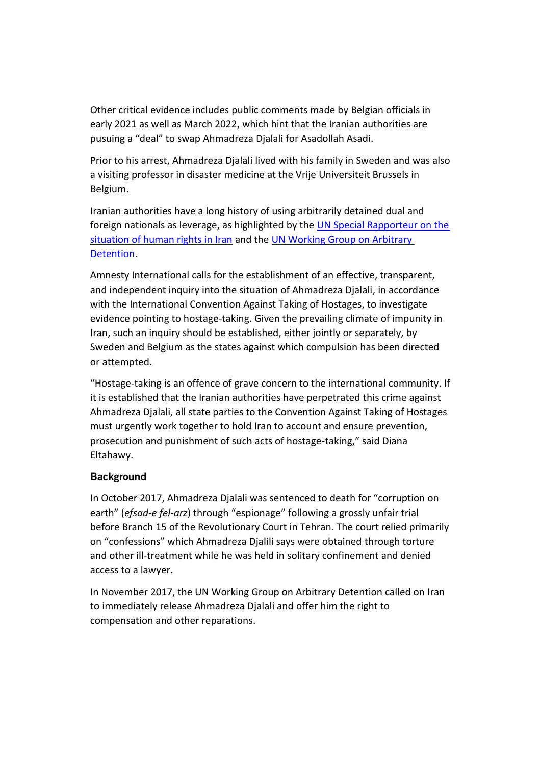Other critical evidence includes public comments made by Belgian officials in early 2021 as well as March 2022, which hint that the Iranian authorities are pusuing a “deal” to swap Ahmadreza Djalali for Asadollah Asadi.

Prior to his arrest, Ahmadreza Djalali lived with his family in Sweden and was also a visiting professor in disaster medicine at the Vrije Universiteit Brussels in Belgium.

Iranian authorities have a long history of using arbitrarily detained dual and foreign nationals as leverage, as highlighted by the [UN Special Rapporteur on the situation of human rights in Iran]() and the [UN Working Group on Arbitrary Detention]().

Amnesty International calls for the establishment of an effective, transparent, and independent inquiry into the situation of Ahmadreza Djalali, in accordance with the International Convention Against Taking of Hostages, to investigate evidence pointing to hostage-taking. Given the prevailing climate of impunity in Iran, such an inquiry should be established, either jointly or separately, by Sweden and Belgium as the states against which compulsion has been directed or attempted.

“Hostage-taking is an offence of grave concern to the international community. If it is established that the Iranian authorities have perpetrated this crime against Ahmadreza Djalali, all state parties to the Convention Against Taking of Hostages must urgently work together to hold Iran to account and ensure prevention, prosecution and punishment of such acts of hostage-taking,” said Diana Eltahawy.

## Background

In October 2017, Ahmadreza Djalali was sentenced to death for “corruption on earth” (*efsad-e fel-arz*) through “espionage” following a grossly unfair trial before Branch 15 of the Revolutionary Court in Tehran. The court relied primarily on “confessions” which Ahmadreza Djalili says were obtained through torture and other ill-treatment while he was held in solitary confinement and denied access to a lawyer.

In November 2017, the UN Working Group on Arbitrary Detention called on Iran to immediately release Ahmadreza Djalali and offer him the right to compensation and other reparations.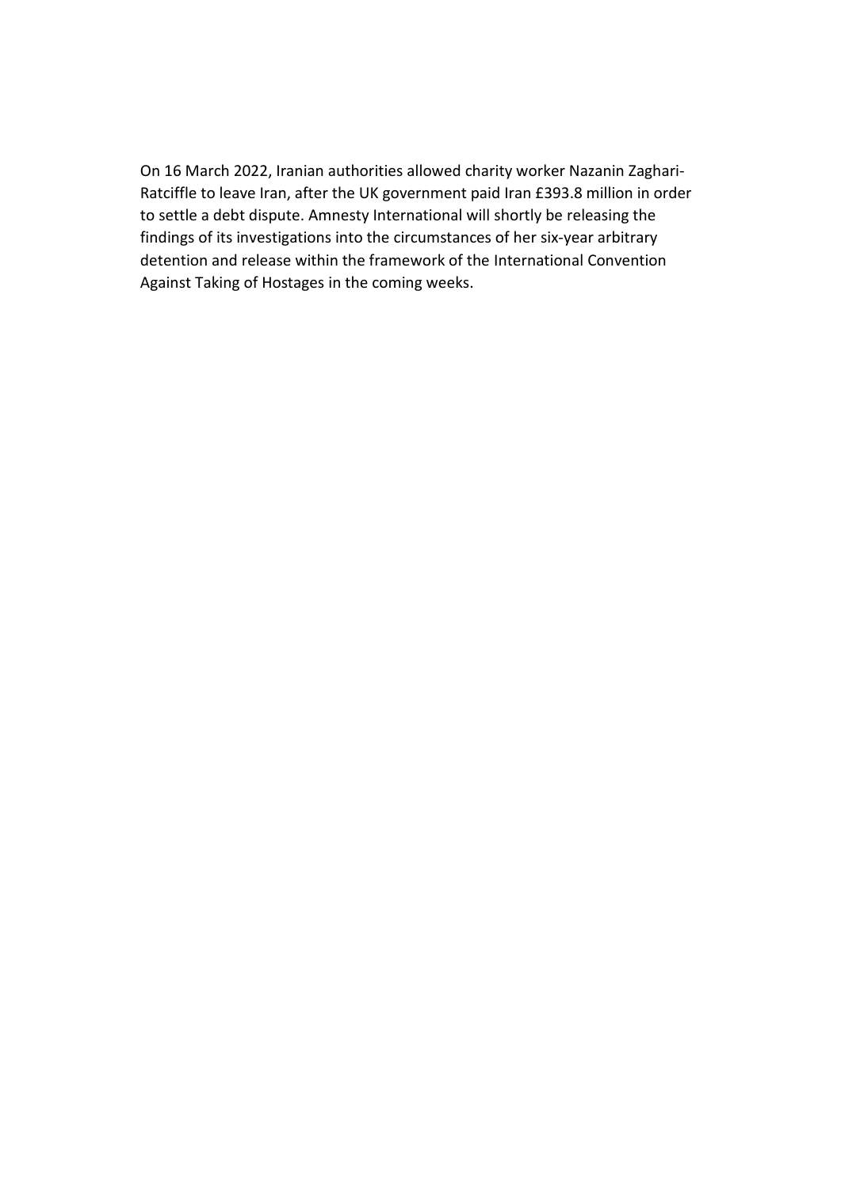On 16 March 2022, Iranian authorities allowed charity worker Nazanin Zaghari-Ratciffle to leave Iran, after the UK government paid Iran £393.8 million in order to settle a debt dispute. Amnesty International will shortly be releasing the findings of its investigations into the circumstances of her six-year arbitrary detention and release within the framework of the International Convention Against Taking of Hostages in the coming weeks.